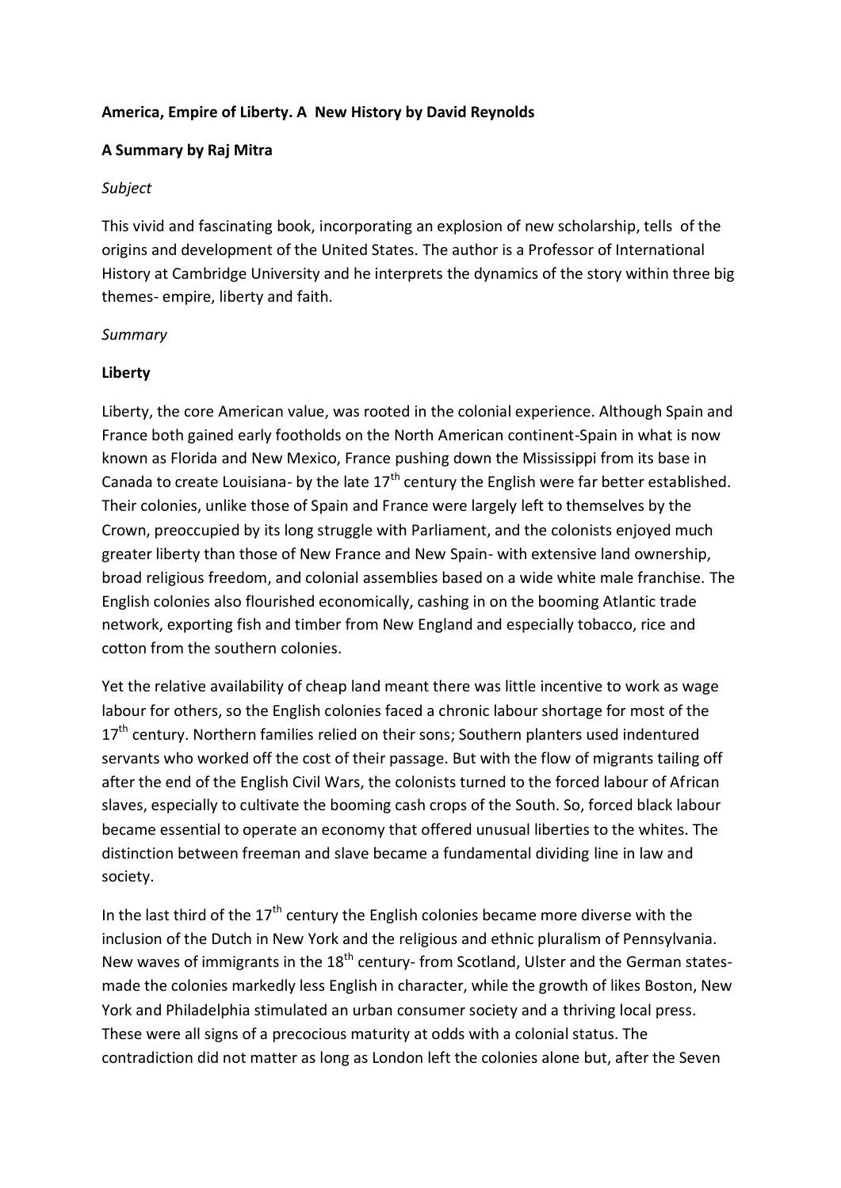**America, Empire of Liberty. A New History by David Reynolds**

**A Summary by Raj Mitra**

*Subject*

This vivid and fascinating book, incorporating an explosion of new scholarship, tells of the origins and development of the United States. The author is a Professor of International History at Cambridge University and he interprets the dynamics of the story within three big themes- empire, liberty and faith.

*Summary*

**Liberty**

Liberty, the core American value, was rooted in the colonial experience. Although Spain and France both gained early footholds on the North American continent-Spain in what is now known as Florida and New Mexico, France pushing down the Mississippi from its base in Canada to create Louisiana- by the late 17th century the English were far better established. Their colonies, unlike those of Spain and France were largely left to themselves by the Crown, preoccupied by its long struggle with Parliament, and the colonists enjoyed much greater liberty than those of New France and New Spain- with extensive land ownership, broad religious freedom, and colonial assemblies based on a wide white male franchise. The English colonies also flourished economically, cashing in on the booming Atlantic trade network, exporting fish and timber from New England and especially tobacco, rice and cotton from the southern colonies.

Yet the relative availability of cheap land meant there was little incentive to work as wage labour for others, so the English colonies faced a chronic labour shortage for most of the 17th century. Northern families relied on their sons; Southern planters used indentured servants who worked off the cost of their passage. But with the flow of migrants tailing off after the end of the English Civil Wars, the colonists turned to the forced labour of African slaves, especially to cultivate the booming cash crops of the South. So, forced black labour became essential to operate an economy that offered unusual liberties to the whites. The distinction between freeman and slave became a fundamental dividing line in law and society.

In the last third of the 17th century the English colonies became more diverse with the inclusion of the Dutch in New York and the religious and ethnic pluralism of Pennsylvania. New waves of immigrants in the 18th century- from Scotland, Ulster and the German states- made the colonies markedly less English in character, while the growth of likes Boston, New York and Philadelphia stimulated an urban consumer society and a thriving local press. These were all signs of a precocious maturity at odds with a colonial status. The contradiction did not matter as long as London left the colonies alone but, after the Seven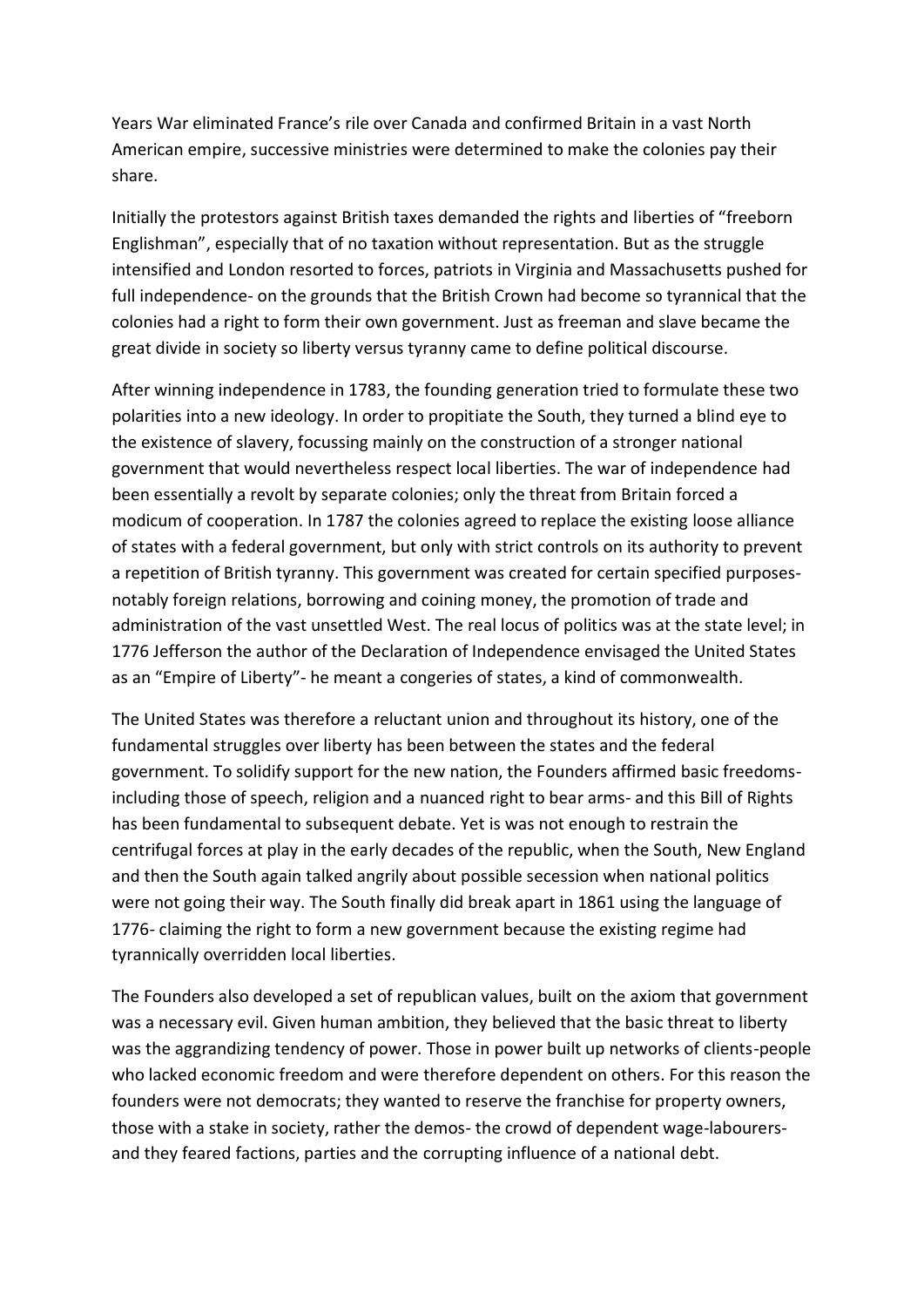Years War eliminated France's rile over Canada and confirmed Britain in a vast North American empire, successive ministries were determined to make the colonies pay their share.

Initially the protestors against British taxes demanded the rights and liberties of "freeborn Englishman", especially that of no taxation without representation. But as the struggle intensified and London resorted to forces, patriots in Virginia and Massachusetts pushed for full independence- on the grounds that the British Crown had become so tyrannical that the colonies had a right to form their own government. Just as freeman and slave became the great divide in society so liberty versus tyranny came to define political discourse.

After winning independence in 1783, the founding generation tried to formulate these two polarities into a new ideology. In order to propitiate the South, they turned a blind eye to the existence of slavery, focussing mainly on the construction of a stronger national government that would nevertheless respect local liberties. The war of independence had been essentially a revolt by separate colonies; only the threat from Britain forced a modicum of cooperation. In 1787 the colonies agreed to replace the existing loose alliance of states with a federal government, but only with strict controls on its authority to prevent a repetition of British tyranny. This government was created for certain specified purposes- notably foreign relations, borrowing and coining money, the promotion of trade and administration of the vast unsettled West. The real locus of politics was at the state level; in 1776 Jefferson the author of the Declaration of Independence envisaged the United States as an "Empire of Liberty"- he meant a congeries of states, a kind of commonwealth.

The United States was therefore a reluctant union and throughout its history, one of the fundamental struggles over liberty has been between the states and the federal government. To solidify support for the new nation, the Founders affirmed basic freedoms- including those of speech, religion and a nuanced right to bear arms- and this Bill of Rights has been fundamental to subsequent debate. Yet is was not enough to restrain the centrifugal forces at play in the early decades of the republic, when the South, New England and then the South again talked angrily about possible secession when national politics were not going their way. The South finally did break apart in 1861 using the language of 1776- claiming the right to form a new government because the existing regime had tyrannically overridden local liberties.

The Founders also developed a set of republican values, built on the axiom that government was a necessary evil. Given human ambition, they believed that the basic threat to liberty was the aggrandizing tendency of power. Those in power built up networks of clients-people who lacked economic freedom and were therefore dependent on others. For this reason the founders were not democrats; they wanted to reserve the franchise for property owners, those with a stake in society, rather the demos- the crowd of dependent wage-labourers- and they feared factions, parties and the corrupting influence of a national debt.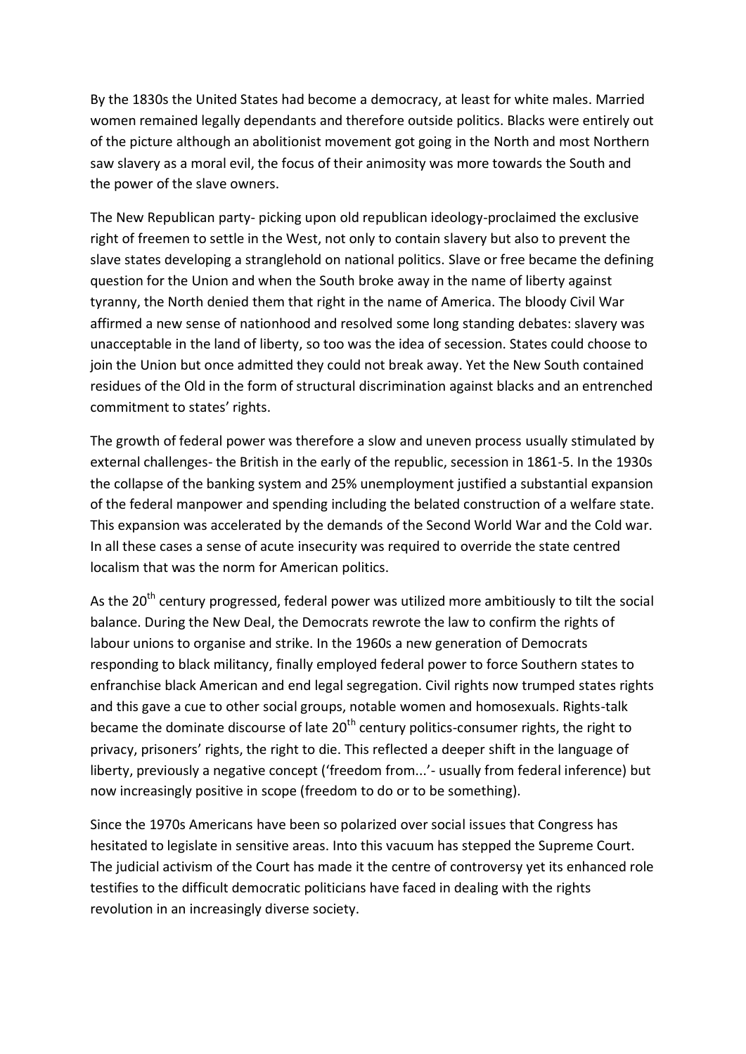By the 1830s the United States had become a democracy, at least for white males. Married women remained legally dependants and therefore outside politics. Blacks were entirely out of the picture although an abolitionist movement got going in the North and most Northern saw slavery as a moral evil, the focus of their animosity was more towards the South and the power of the slave owners.

The New Republican party- picking upon old republican ideology-proclaimed the exclusive right of freemen to settle in the West, not only to contain slavery but also to prevent the slave states developing a stranglehold on national politics. Slave or free became the defining question for the Union and when the South broke away in the name of liberty against tyranny, the North denied them that right in the name of America. The bloody Civil War affirmed a new sense of nationhood and resolved some long standing debates: slavery was unacceptable in the land of liberty, so too was the idea of secession. States could choose to join the Union but once admitted they could not break away. Yet the New South contained residues of the Old in the form of structural discrimination against blacks and an entrenched commitment to states' rights.

The growth of federal power was therefore a slow and uneven process usually stimulated by external challenges- the British in the early of the republic, secession in 1861-5. In the 1930s the collapse of the banking system and 25% unemployment justified a substantial expansion of the federal manpower and spending including the belated construction of a welfare state. This expansion was accelerated by the demands of the Second World War and the Cold war. In all these cases a sense of acute insecurity was required to override the state centred localism that was the norm for American politics.

As the 20th century progressed, federal power was utilized more ambitiously to tilt the social balance. During the New Deal, the Democrats rewrote the law to confirm the rights of labour unions to organise and strike. In the 1960s a new generation of Democrats responding to black militancy, finally employed federal power to force Southern states to enfranchise black American and end legal segregation. Civil rights now trumped states rights and this gave a cue to other social groups, notable women and homosexuals. Rights-talk became the dominate discourse of late 20th century politics-consumer rights, the right to privacy, prisoners' rights, the right to die. This reflected a deeper shift in the language of liberty, previously a negative concept ('freedom from...'- usually from federal inference) but now increasingly positive in scope (freedom to do or to be something).

Since the 1970s Americans have been so polarized over social issues that Congress has hesitated to legislate in sensitive areas. Into this vacuum has stepped the Supreme Court. The judicial activism of the Court has made it the centre of controversy yet its enhanced role testifies to the difficult democratic politicians have faced in dealing with the rights revolution in an increasingly diverse society.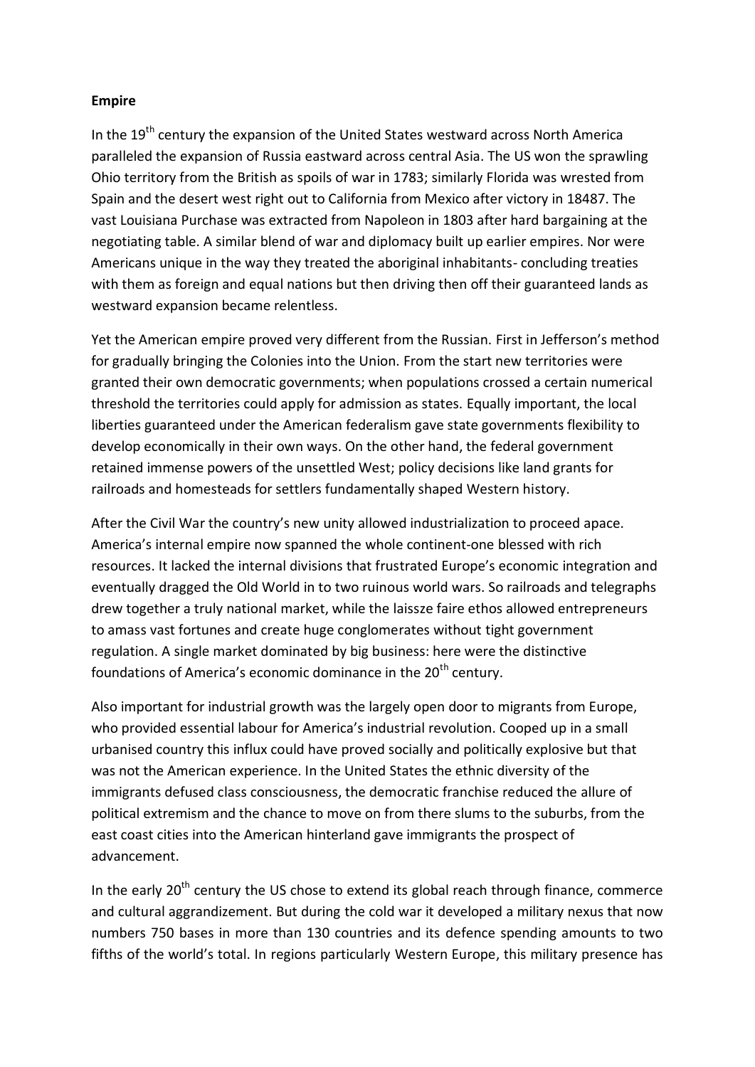**Empire**

In the 19th century the expansion of the United States westward across North America paralleled the expansion of Russia eastward across central Asia. The US won the sprawling Ohio territory from the British as spoils of war in 1783; similarly Florida was wrested from Spain and the desert west right out to California from Mexico after victory in 18487. The vast Louisiana Purchase was extracted from Napoleon in 1803 after hard bargaining at the negotiating table. A similar blend of war and diplomacy built up earlier empires. Nor were Americans unique in the way they treated the aboriginal inhabitants- concluding treaties with them as foreign and equal nations but then driving then off their guaranteed lands as westward expansion became relentless.

Yet the American empire proved very different from the Russian. First in Jefferson's method for gradually bringing the Colonies into the Union. From the start new territories were granted their own democratic governments; when populations crossed a certain numerical threshold the territories could apply for admission as states. Equally important, the local liberties guaranteed under the American federalism gave state governments flexibility to develop economically in their own ways. On the other hand, the federal government retained immense powers of the unsettled West; policy decisions like land grants for railroads and homesteads for settlers fundamentally shaped Western history.

After the Civil War the country's new unity allowed industrialization to proceed apace. America's internal empire now spanned the whole continent-one blessed with rich resources. It lacked the internal divisions that frustrated Europe's economic integration and eventually dragged the Old World in to two ruinous world wars. So railroads and telegraphs drew together a truly national market, while the laissze faire ethos allowed entrepreneurs to amass vast fortunes and create huge conglomerates without tight government regulation. A single market dominated by big business: here were the distinctive foundations of America's economic dominance in the 20th century.

Also important for industrial growth was the largely open door to migrants from Europe, who provided essential labour for America's industrial revolution. Cooped up in a small urbanised country this influx could have proved socially and politically explosive but that was not the American experience. In the United States the ethnic diversity of the immigrants defused class consciousness, the democratic franchise reduced the allure of political extremism and the chance to move on from there slums to the suburbs, from the east coast cities into the American hinterland gave immigrants the prospect of advancement.

In the early 20th century the US chose to extend its global reach through finance, commerce and cultural aggrandizement. But during the cold war it developed a military nexus that now numbers 750 bases in more than 130 countries and its defence spending amounts to two fifths of the world's total. In regions particularly Western Europe, this military presence has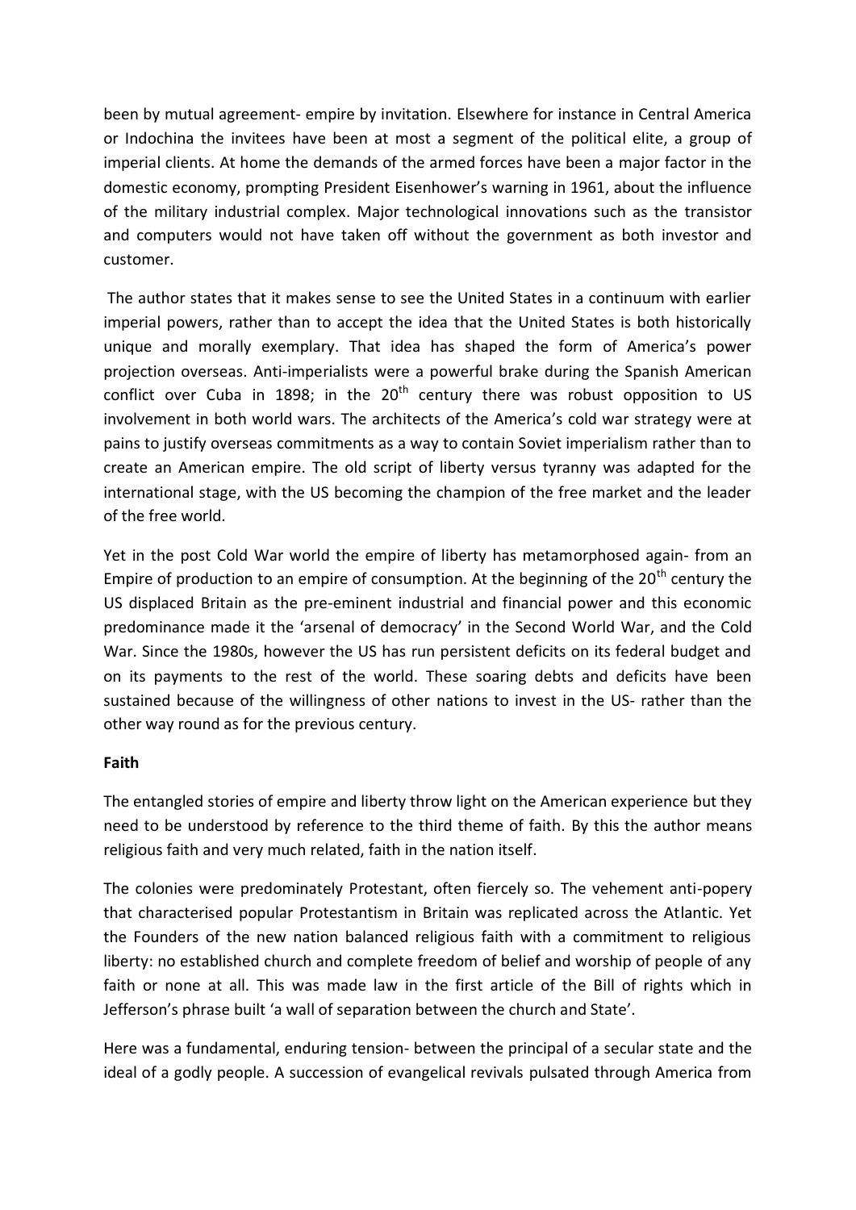been by mutual agreement- empire by invitation. Elsewhere for instance in Central America or Indochina the invitees have been at most a segment of the political elite, a group of imperial clients. At home the demands of the armed forces have been a major factor in the domestic economy, prompting President Eisenhower's warning in 1961, about the influence of the military industrial complex. Major technological innovations such as the transistor and computers would not have taken off without the government as both investor and customer.

The author states that it makes sense to see the United States in a continuum with earlier imperial powers, rather than to accept the idea that the United States is both historically unique and morally exemplary. That idea has shaped the form of America's power projection overseas. Anti-imperialists were a powerful brake during the Spanish American conflict over Cuba in 1898; in the 20th century there was robust opposition to US involvement in both world wars. The architects of the America's cold war strategy were at pains to justify overseas commitments as a way to contain Soviet imperialism rather than to create an American empire. The old script of liberty versus tyranny was adapted for the international stage, with the US becoming the champion of the free market and the leader of the free world.

Yet in the post Cold War world the empire of liberty has metamorphosed again- from an Empire of production to an empire of consumption. At the beginning of the 20th century the US displaced Britain as the pre-eminent industrial and financial power and this economic predominance made it the 'arsenal of democracy' in the Second World War, and the Cold War. Since the 1980s, however the US has run persistent deficits on its federal budget and on its payments to the rest of the world. These soaring debts and deficits have been sustained because of the willingness of other nations to invest in the US- rather than the other way round as for the previous century.

**Faith**

The entangled stories of empire and liberty throw light on the American experience but they need to be understood by reference to the third theme of faith. By this the author means religious faith and very much related, faith in the nation itself.

The colonies were predominately Protestant, often fiercely so. The vehement anti-popery that characterised popular Protestantism in Britain was replicated across the Atlantic. Yet the Founders of the new nation balanced religious faith with a commitment to religious liberty: no established church and complete freedom of belief and worship of people of any faith or none at all. This was made law in the first article of the Bill of rights which in Jefferson's phrase built 'a wall of separation between the church and State'.

Here was a fundamental, enduring tension- between the principal of a secular state and the ideal of a godly people. A succession of evangelical revivals pulsated through America from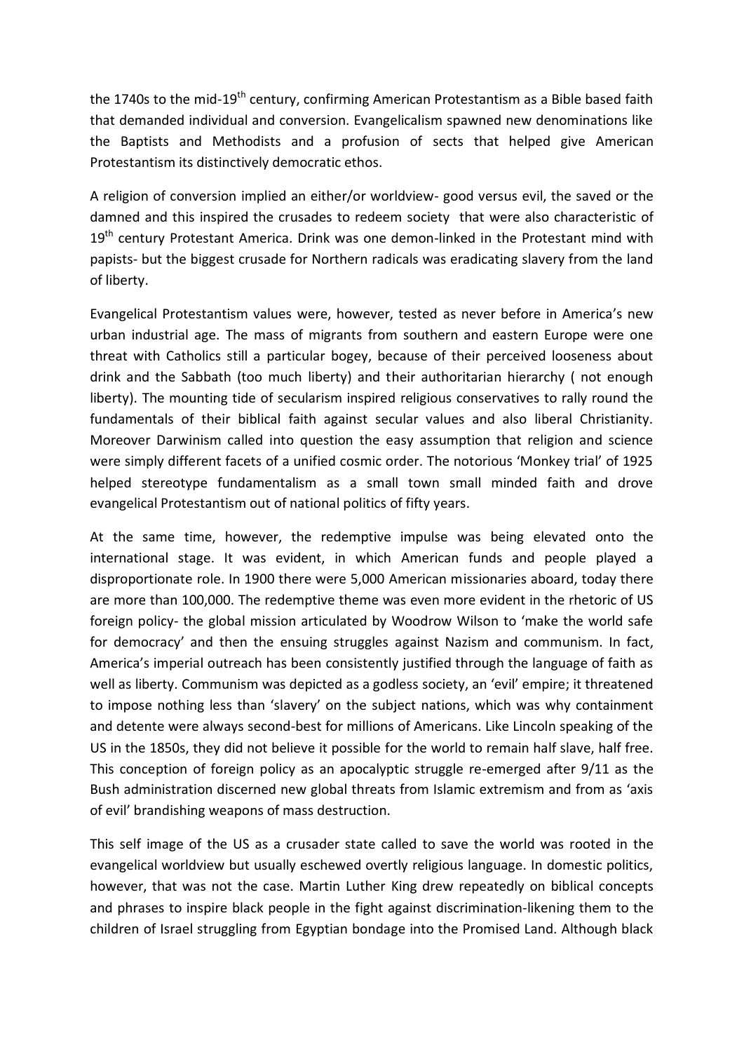the 1740s to the mid-19th century, confirming American Protestantism as a Bible based faith that demanded individual and conversion. Evangelicalism spawned new denominations like the Baptists and Methodists and a profusion of sects that helped give American Protestantism its distinctively democratic ethos.

A religion of conversion implied an either/or worldview- good versus evil, the saved or the damned and this inspired the crusades to redeem society that were also characteristic of 19th century Protestant America. Drink was one demon-linked in the Protestant mind with papists- but the biggest crusade for Northern radicals was eradicating slavery from the land of liberty.

Evangelical Protestantism values were, however, tested as never before in America's new urban industrial age. The mass of migrants from southern and eastern Europe were one threat with Catholics still a particular bogey, because of their perceived looseness about drink and the Sabbath (too much liberty) and their authoritarian hierarchy ( not enough liberty). The mounting tide of secularism inspired religious conservatives to rally round the fundamentals of their biblical faith against secular values and also liberal Christianity. Moreover Darwinism called into question the easy assumption that religion and science were simply different facets of a unified cosmic order. The notorious 'Monkey trial' of 1925 helped stereotype fundamentalism as a small town small minded faith and drove evangelical Protestantism out of national politics of fifty years.

At the same time, however, the redemptive impulse was being elevated onto the international stage. It was evident, in which American funds and people played a disproportionate role. In 1900 there were 5,000 American missionaries aboard, today there are more than 100,000. The redemptive theme was even more evident in the rhetoric of US foreign policy- the global mission articulated by Woodrow Wilson to 'make the world safe for democracy' and then the ensuing struggles against Nazism and communism. In fact, America's imperial outreach has been consistently justified through the language of faith as well as liberty. Communism was depicted as a godless society, an 'evil' empire; it threatened to impose nothing less than 'slavery' on the subject nations, which was why containment and detente were always second-best for millions of Americans. Like Lincoln speaking of the US in the 1850s, they did not believe it possible for the world to remain half slave, half free. This conception of foreign policy as an apocalyptic struggle re-emerged after 9/11 as the Bush administration discerned new global threats from Islamic extremism and from as 'axis of evil' brandishing weapons of mass destruction.

This self image of the US as a crusader state called to save the world was rooted in the evangelical worldview but usually eschewed overtly religious language. In domestic politics, however, that was not the case. Martin Luther King drew repeatedly on biblical concepts and phrases to inspire black people in the fight against discrimination-likening them to the children of Israel struggling from Egyptian bondage into the Promised Land. Although black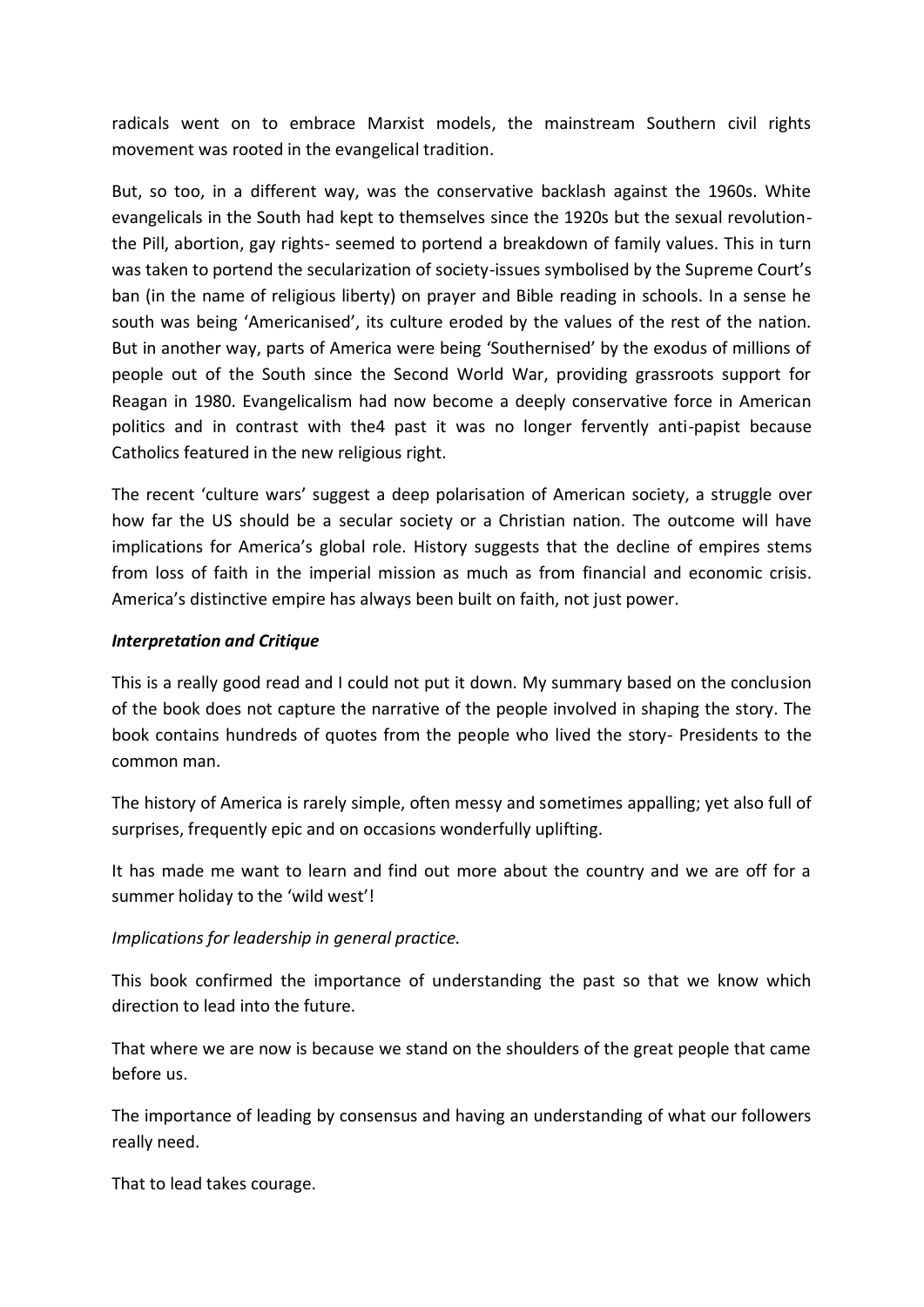radicals went on to embrace Marxist models, the mainstream Southern civil rights movement was rooted in the evangelical tradition.

But, so too, in a different way, was the conservative backlash against the 1960s. White evangelicals in the South had kept to themselves since the 1920s but the sexual revolution- the Pill, abortion, gay rights- seemed to portend a breakdown of family values. This in turn was taken to portend the secularization of society-issues symbolised by the Supreme Court's ban (in the name of religious liberty) on prayer and Bible reading in schools. In a sense he south was being 'Americanised', its culture eroded by the values of the rest of the nation. But in another way, parts of America were being 'Southernised' by the exodus of millions of people out of the South since the Second World War, providing grassroots support for Reagan in 1980. Evangelicalism had now become a deeply conservative force in American politics and in contrast with the4 past it was no longer fervently anti-papist because Catholics featured in the new religious right.

The recent 'culture wars' suggest a deep polarisation of American society, a struggle over how far the US should be a secular society or a Christian nation. The outcome will have implications for America's global role. History suggests that the decline of empires stems from loss of faith in the imperial mission as much as from financial and economic crisis. America's distinctive empire has always been built on faith, not just power.

***Interpretation and Critique***

This is a really good read and I could not put it down. My summary based on the conclusion of the book does not capture the narrative of the people involved in shaping the story. The book contains hundreds of quotes from the people who lived the story- Presidents to the common man.

The history of America is rarely simple, often messy and sometimes appalling; yet also full of surprises, frequently epic and on occasions wonderfully uplifting.

It has made me want to learn and find out more about the country and we are off for a summer holiday to the 'wild west'!

*Implications for leadership in general practice.*

This book confirmed the importance of understanding the past so that we know which direction to lead into the future.

That where we are now is because we stand on the shoulders of the great people that came before us.

The importance of leading by consensus and having an understanding of what our followers really need.

That to lead takes courage.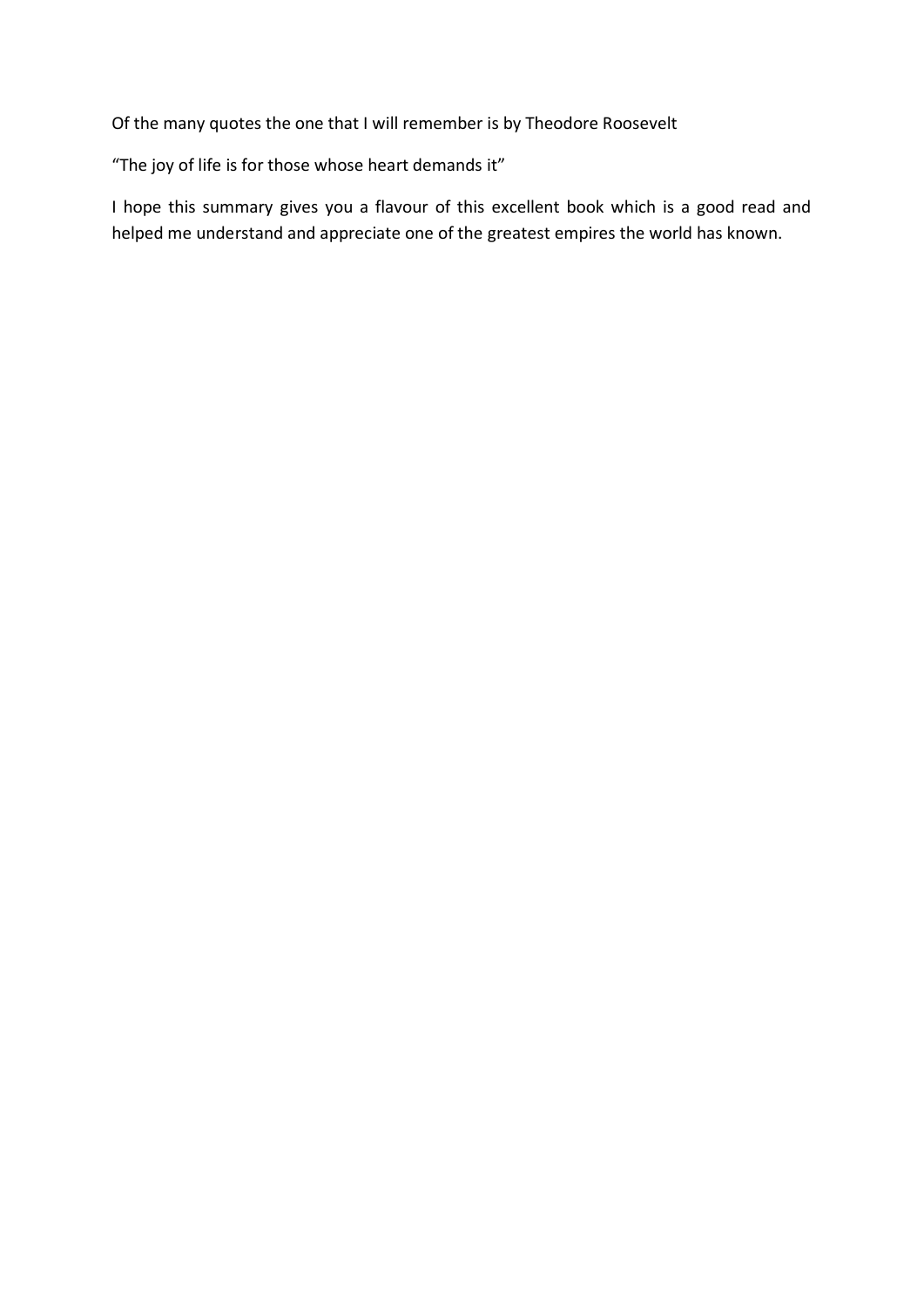Of the many quotes the one that I will remember is by Theodore Roosevelt

“The joy of life is for those whose heart demands it”

I hope this summary gives you a flavour of this excellent book which is a good read and helped me understand and appreciate one of the greatest empires the world has known.